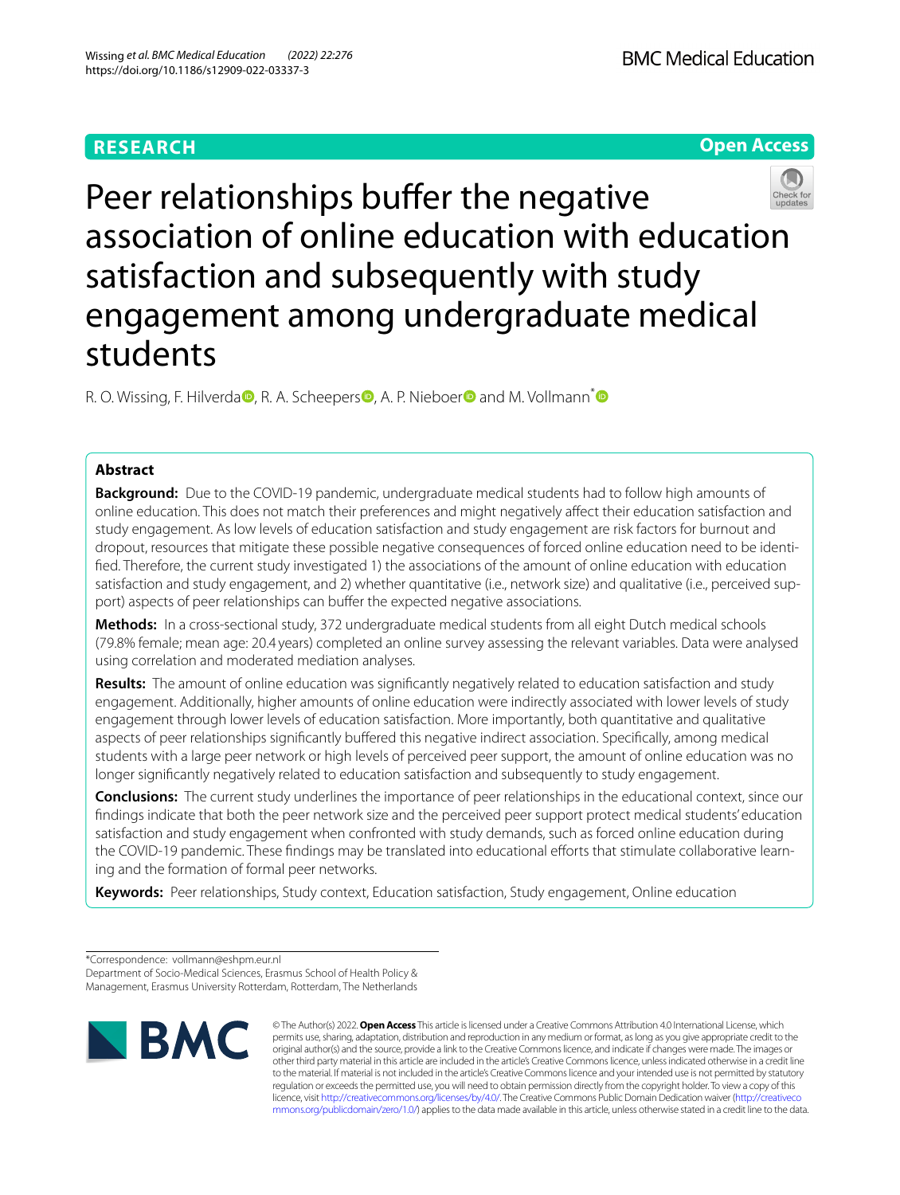RESEARCH

Open Access

# Peer relationships buffer the negative association of online education with education satisfaction and subsequently with study engagement among undergraduate medical students

R. O. Wissing, F. Hilverda, R. A. Scheepers, A. P. Nieboer and M. Vollmann*

## Abstract

**Background:** Due to the COVID-19 pandemic, undergraduate medical students had to follow high amounts of online education. This does not match their preferences and might negatively affect their education satisfaction and study engagement. As low levels of education satisfaction and study engagement are risk factors for burnout and dropout, resources that mitigate these possible negative consequences of forced online education need to be identified. Therefore, the current study investigated 1) the associations of the amount of online education with education satisfaction and study engagement, and 2) whether quantitative (i.e., network size) and qualitative (i.e., perceived support) aspects of peer relationships can buffer the expected negative associations.

**Methods:** In a cross-sectional study, 372 undergraduate medical students from all eight Dutch medical schools (79.8% female; mean age: 20.4 years) completed an online survey assessing the relevant variables. Data were analysed using correlation and moderated mediation analyses.

**Results:** The amount of online education was significantly negatively related to education satisfaction and study engagement. Additionally, higher amounts of online education were indirectly associated with lower levels of study engagement through lower levels of education satisfaction. More importantly, both quantitative and qualitative aspects of peer relationships significantly buffered this negative indirect association. Specifically, among medical students with a large peer network or high levels of perceived peer support, the amount of online education was no longer significantly negatively related to education satisfaction and subsequently to study engagement.

**Conclusions:** The current study underlines the importance of peer relationships in the educational context, since our findings indicate that both the peer network size and the perceived peer support protect medical students' education satisfaction and study engagement when confronted with study demands, such as forced online education during the COVID-19 pandemic. These findings may be translated into educational efforts that stimulate collaborative learning and the formation of formal peer networks.

**Keywords:** Peer relationships, Study context, Education satisfaction, Study engagement, Online education

*Correspondence: vollmann@eshpm.eur.nl
Department of Socio-Medical Sciences, Erasmus School of Health Policy & Management, Erasmus University Rotterdam, Rotterdam, The Netherlands

© The Author(s) 2022. **Open Access** This article is licensed under a Creative Commons Attribution 4.0 International License, which permits use, sharing, adaptation, distribution and reproduction in any medium or format, as long as you give appropriate credit to the original author(s) and the source, provide a link to the Creative Commons licence, and indicate if changes were made. The images or other third party material in this article are included in the article's Creative Commons licence, unless indicated otherwise in a credit line to the material. If material is not included in the article's Creative Commons licence and your intended use is not permitted by statutory regulation or exceeds the permitted use, you will need to obtain permission directly from the copyright holder. To view a copy of this licence, visit http://creativecommons.org/licenses/by/4.0/. The Creative Commons Public Domain Dedication waiver (http://creativecommons.org/publicdomain/zero/1.0/) applies to the data made available in this article, unless otherwise stated in a credit line to the data.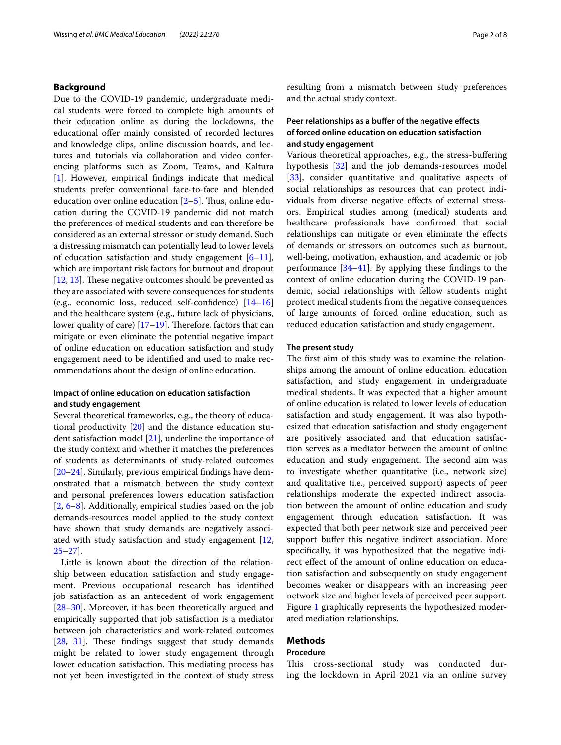## Background

Due to the COVID-19 pandemic, undergraduate medical students were forced to complete high amounts of their education online as during the lockdowns, the educational offer mainly consisted of recorded lectures and knowledge clips, online discussion boards, and lectures and tutorials via collaboration and video conferencing platforms such as Zoom, Teams, and Kaltura [1]. However, empirical findings indicate that medical students prefer conventional face-to-face and blended education over online education [2–5]. Thus, online education during the COVID-19 pandemic did not match the preferences of medical students and can therefore be considered as an external stressor or study demand. Such a distressing mismatch can potentially lead to lower levels of education satisfaction and study engagement [6–11], which are important risk factors for burnout and dropout [12, 13]. These negative outcomes should be prevented as they are associated with severe consequences for students (e.g., economic loss, reduced self-confidence) [14–16] and the healthcare system (e.g., future lack of physicians, lower quality of care) [17–19]. Therefore, factors that can mitigate or even eliminate the potential negative impact of online education on education satisfaction and study engagement need to be identified and used to make recommendations about the design of online education.

### Impact of online education on education satisfaction and study engagement

Several theoretical frameworks, e.g., the theory of educational productivity [20] and the distance education student satisfaction model [21], underline the importance of the study context and whether it matches the preferences of students as determinants of study-related outcomes [20–24]. Similarly, previous empirical findings have demonstrated that a mismatch between the study context and personal preferences lowers education satisfaction [2, 6–8]. Additionally, empirical studies based on the job demands-resources model applied to the study context have shown that study demands are negatively associated with study satisfaction and study engagement [12, 25–27].

Little is known about the direction of the relationship between education satisfaction and study engagement. Previous occupational research has identified job satisfaction as an antecedent of work engagement [28–30]. Moreover, it has been theoretically argued and empirically supported that job satisfaction is a mediator between job characteristics and work-related outcomes [28, 31]. These findings suggest that study demands might be related to lower study engagement through lower education satisfaction. This mediating process has not yet been investigated in the context of study stress resulting from a mismatch between study preferences and the actual study context.

### Peer relationships as a buffer of the negative effects of forced online education on education satisfaction and study engagement

Various theoretical approaches, e.g., the stress-buffering hypothesis [32] and the job demands-resources model [33], consider quantitative and qualitative aspects of social relationships as resources that can protect individuals from diverse negative effects of external stressors. Empirical studies among (medical) students and healthcare professionals have confirmed that social relationships can mitigate or even eliminate the effects of demands or stressors on outcomes such as burnout, well-being, motivation, exhaustion, and academic or job performance [34–41]. By applying these findings to the context of online education during the COVID-19 pandemic, social relationships with fellow students might protect medical students from the negative consequences of large amounts of forced online education, such as reduced education satisfaction and study engagement.

### The present study

The first aim of this study was to examine the relationships among the amount of online education, education satisfaction, and study engagement in undergraduate medical students. It was expected that a higher amount of online education is related to lower levels of education satisfaction and study engagement. It was also hypothesized that education satisfaction and study engagement are positively associated and that education satisfaction serves as a mediator between the amount of online education and study engagement. The second aim was to investigate whether quantitative (i.e., network size) and qualitative (i.e., perceived support) aspects of peer relationships moderate the expected indirect association between the amount of online education and study engagement through education satisfaction. It was expected that both peer network size and perceived peer support buffer this negative indirect association. More specifically, it was hypothesized that the negative indirect effect of the amount of online education on education satisfaction and subsequently on study engagement becomes weaker or disappears with an increasing peer network size and higher levels of perceived peer support. Figure 1 graphically represents the hypothesized moderated mediation relationships.

## Methods

### Procedure

This cross-sectional study was conducted during the lockdown in April 2021 via an online survey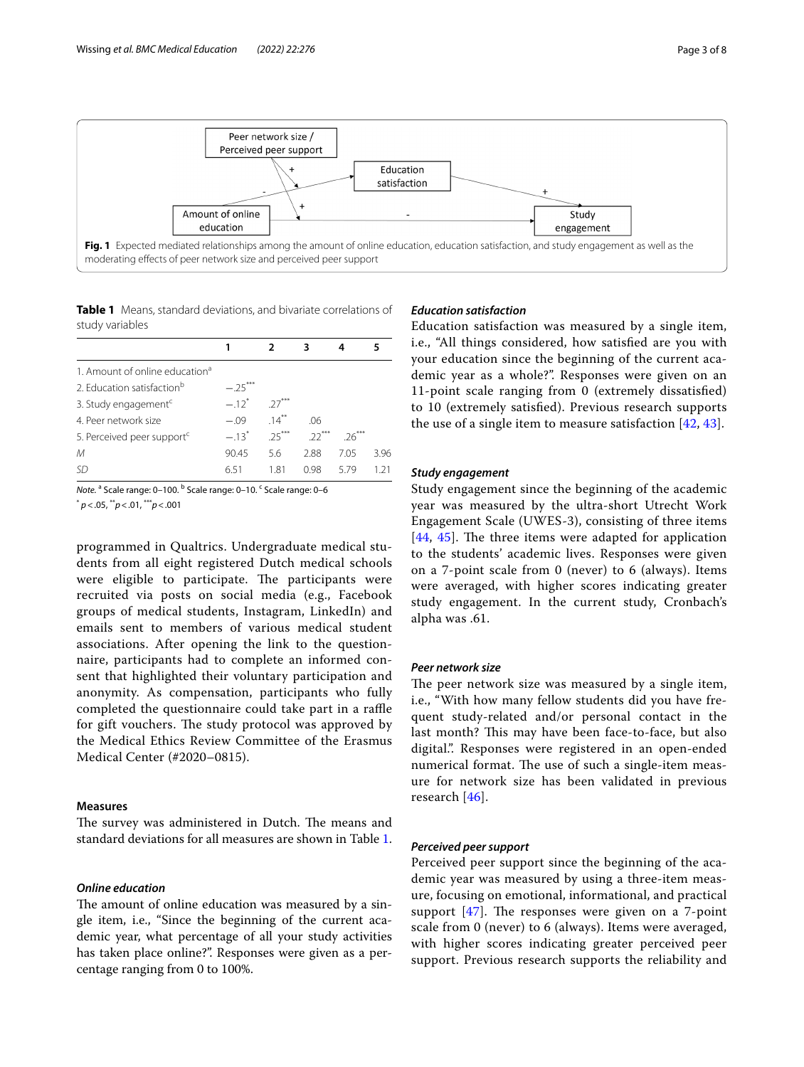Peer network size / Perceived peer support

Education satisfaction

Amount of online education

Study engagement

**Fig. 1** Expected mediated relationships among the amount of online education, education satisfaction, and study engagement as well as the moderating effects of peer network size and perceived peer support

**Table 1** Means, standard deviations, and bivariate correlations of study variables

| | 1 | 2 | 3 | 4 | 5 |
|---|---|---|---|---|---|
| 1. Amount of online education[a] | | | | | |
| 2. Education satisfaction[b] | −.25*** | | | | |
| 3. Study engagement[c] | −.12* | .27*** | | | |
| 4. Peer network size | −.09 | .14** | .06 | | |
| 5. Perceived peer support[c] | −.13* | .25*** | .22*** | .26*** | |
| *M* | 90.45 | 5.6 | 2.88 | 7.05 | 3.96 |
| *SD* | 6.51 | 1.81 | 0.98 | 5.79 | 1.21 |

*Note.* [a] Scale range: 0–100. [b] Scale range: 0–10. [c] Scale range: 0–6

\* $p < .05$, \*\* $p < .01$, \*\*\* $p < .001$

programmed in Qualtrics. Undergraduate medical students from all eight registered Dutch medical schools were eligible to participate. The participants were recruited via posts on social media (e.g., Facebook groups of medical students, Instagram, LinkedIn) and emails sent to members of various medical student associations. After opening the link to the questionnaire, participants had to complete an informed consent that highlighted their voluntary participation and anonymity. As compensation, participants who fully completed the questionnaire could take part in a raffle for gift vouchers. The study protocol was approved by the Medical Ethics Review Committee of the Erasmus Medical Center (#2020–0815).

## Measures

The survey was administered in Dutch. The means and standard deviations for all measures are shown in Table 1.

### *Online education*

The amount of online education was measured by a single item, i.e., "Since the beginning of the current academic year, what percentage of all your study activities has taken place online?". Responses were given as a percentage ranging from 0 to 100%.

### *Education satisfaction*

Education satisfaction was measured by a single item, i.e., "All things considered, how satisfied are you with your education since the beginning of the current academic year as a whole?". Responses were given on an 11-point scale ranging from 0 (extremely dissatisfied) to 10 (extremely satisfied). Previous research supports the use of a single item to measure satisfaction [42, 43].

### *Study engagement*

Study engagement since the beginning of the academic year was measured by the ultra-short Utrecht Work Engagement Scale (UWES-3), consisting of three items [44, 45]. The three items were adapted for application to the students' academic lives. Responses were given on a 7-point scale from 0 (never) to 6 (always). Items were averaged, with higher scores indicating greater study engagement. In the current study, Cronbach's alpha was .61.

### *Peer network size*

The peer network size was measured by a single item, i.e., "With how many fellow students did you have frequent study-related and/or personal contact in the last month? This may have been face-to-face, but also digital.". Responses were registered in an open-ended numerical format. The use of such a single-item measure for network size has been validated in previous research [46].

### *Perceived peer support*

Perceived peer support since the beginning of the academic year was measured by using a three-item measure, focusing on emotional, informational, and practical support [47]. The responses were given on a 7-point scale from 0 (never) to 6 (always). Items were averaged, with higher scores indicating greater perceived peer support. Previous research supports the reliability and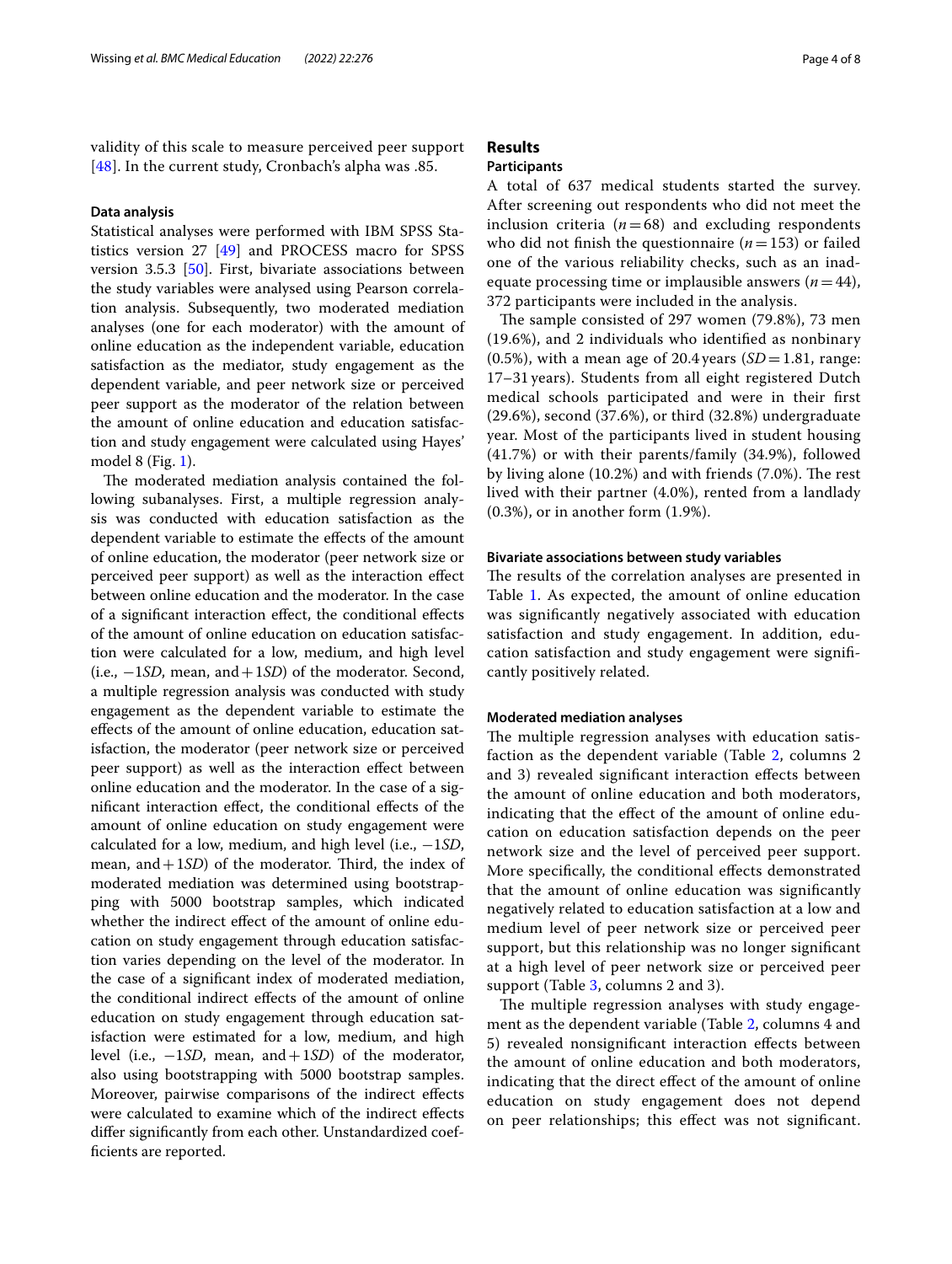validity of this scale to measure perceived peer support [48]. In the current study, Cronbach's alpha was .85.

### Data analysis

Statistical analyses were performed with IBM SPSS Statistics version 27 [49] and PROCESS macro for SPSS version 3.5.3 [50]. First, bivariate associations between the study variables were analysed using Pearson correlation analysis. Subsequently, two moderated mediation analyses (one for each moderator) with the amount of online education as the independent variable, education satisfaction as the mediator, study engagement as the dependent variable, and peer network size or perceived peer support as the moderator of the relation between the amount of online education and education satisfaction and study engagement were calculated using Hayes' model 8 (Fig. 1).

The moderated mediation analysis contained the following subanalyses. First, a multiple regression analysis was conducted with education satisfaction as the dependent variable to estimate the effects of the amount of online education, the moderator (peer network size or perceived peer support) as well as the interaction effect between online education and the moderator. In the case of a significant interaction effect, the conditional effects of the amount of online education on education satisfaction were calculated for a low, medium, and high level (i.e., −1*SD*, mean, and +1*SD*) of the moderator. Second, a multiple regression analysis was conducted with study engagement as the dependent variable to estimate the effects of the amount of online education, education satisfaction, the moderator (peer network size or perceived peer support) as well as the interaction effect between online education and the moderator. In the case of a significant interaction effect, the conditional effects of the amount of online education on study engagement were calculated for a low, medium, and high level (i.e., −1*SD*, mean, and +1*SD*) of the moderator. Third, the index of moderated mediation was determined using bootstrapping with 5000 bootstrap samples, which indicated whether the indirect effect of the amount of online education on study engagement through education satisfaction varies depending on the level of the moderator. In the case of a significant index of moderated mediation, the conditional indirect effects of the amount of online education on study engagement through education satisfaction were estimated for a low, medium, and high level (i.e., −1*SD*, mean, and +1*SD*) of the moderator, also using bootstrapping with 5000 bootstrap samples. Moreover, pairwise comparisons of the indirect effects were calculated to examine which of the indirect effects differ significantly from each other. Unstandardized coefficients are reported.

## Results

### Participants

A total of 637 medical students started the survey. After screening out respondents who did not meet the inclusion criteria ($n = 68$) and excluding respondents who did not finish the questionnaire ($n = 153$) or failed one of the various reliability checks, such as an inadequate processing time or implausible answers ($n = 44$), 372 participants were included in the analysis.

The sample consisted of 297 women (79.8%), 73 men (19.6%), and 2 individuals who identified as nonbinary (0.5%), with a mean age of 20.4 years ($SD = 1.81$, range: 17–31 years). Students from all eight registered Dutch medical schools participated and were in their first (29.6%), second (37.6%), or third (32.8%) undergraduate year. Most of the participants lived in student housing (41.7%) or with their parents/family (34.9%), followed by living alone (10.2%) and with friends (7.0%). The rest lived with their partner (4.0%), rented from a landlady (0.3%), or in another form (1.9%).

### Bivariate associations between study variables

The results of the correlation analyses are presented in Table 1. As expected, the amount of online education was significantly negatively associated with education satisfaction and study engagement. In addition, education satisfaction and study engagement were significantly positively related.

### Moderated mediation analyses

The multiple regression analyses with education satisfaction as the dependent variable (Table 2, columns 2 and 3) revealed significant interaction effects between the amount of online education and both moderators, indicating that the effect of the amount of online education on education satisfaction depends on the peer network size and the level of perceived peer support. More specifically, the conditional effects demonstrated that the amount of online education was significantly negatively related to education satisfaction at a low and medium level of peer network size or perceived peer support, but this relationship was no longer significant at a high level of peer network size or perceived peer support (Table 3, columns 2 and 3).

The multiple regression analyses with study engagement as the dependent variable (Table 2, columns 4 and 5) revealed nonsignificant interaction effects between the amount of online education and both moderators, indicating that the direct effect of the amount of online education on study engagement does not depend on peer relationships; this effect was not significant.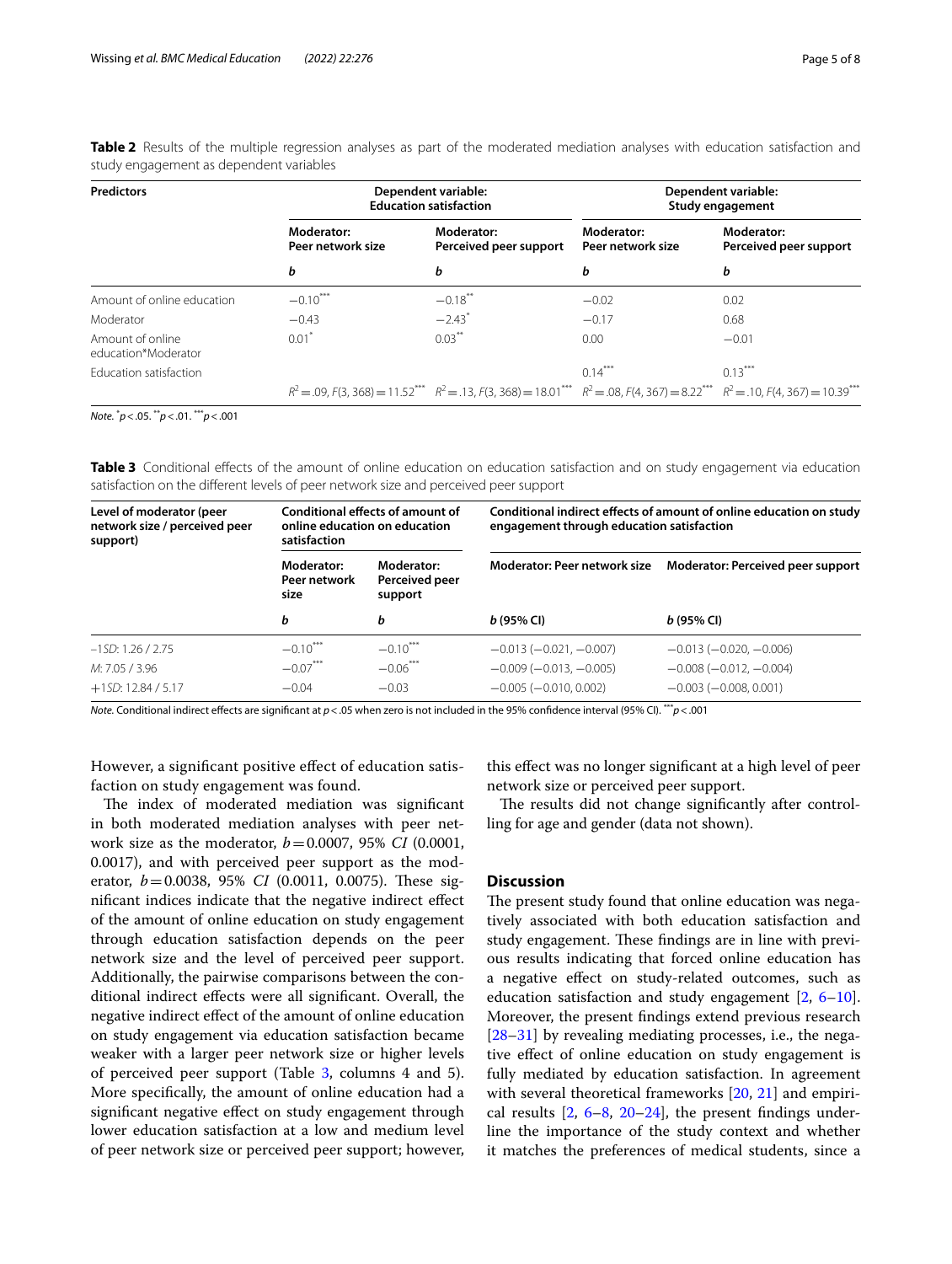**Table 2** Results of the multiple regression analyses as part of the moderated mediation analyses with education satisfaction and study engagement as dependent variables

| Predictors | Dependent variable: Education satisfaction | | Dependent variable: Study engagement | |
|---|---|---|---|---|
| | Moderator: Peer network size | Moderator: Perceived peer support | Moderator: Peer network size | Moderator: Perceived peer support |
| | *b* | *b* | *b* | *b* |
| Amount of online education | $-0.10^{***}$ | $-0.18^{**}$ | $-0.02$ | $0.02$ |
| Moderator | $-0.43$ | $-2.43^{*}$ | $-0.17$ | $0.68$ |
| Amount of online education*Moderator | $0.01^{*}$ | $0.03^{**}$ | $0.00$ | $-0.01$ |
| Education satisfaction | | | $0.14^{***}$ | $0.13^{***}$ |
| | $R^2 = .09$, $F(3, 368) = 11.52^{***}$ | $R^2 = .13$, $F(3, 368) = 18.01^{***}$ | $R^2 = .08$, $F(4, 367) = 8.22^{***}$ | $R^2 = .10$, $F(4, 367) = 10.39^{***}$ |

*Note.* $^{*}p < .05$. $^{**}p < .01$. $^{***}p < .001$

**Table 3** Conditional effects of the amount of online education on education satisfaction and on study engagement via education satisfaction on the different levels of peer network size and perceived peer support

| Level of moderator (peer network size / perceived peer support) | Conditional effects of amount of online education on education satisfaction | | Conditional indirect effects of amount of online education on study engagement through education satisfaction | |
|---|---|---|---|---|
| | Moderator: Peer network size | Moderator: Perceived peer support | Moderator: Peer network size | Moderator: Perceived peer support |
| | *b* | *b* | *b* (95% CI) | *b* (95% CI) |
| −1*SD*: 1.26 / 2.75 | $-0.10^{***}$ | $-0.10^{***}$ | −0.013 (−0.021, −0.007) | −0.013 (−0.020, −0.006) |
| *M*: 7.05 / 3.96 | $-0.07^{***}$ | $-0.06^{***}$ | −0.009 (−0.013, −0.005) | −0.008 (−0.012, −0.004) |
| +1*SD*: 12.84 / 5.17 | −0.04 | −0.03 | −0.005 (−0.010, 0.002) | −0.003 (−0.008, 0.001) |

*Note.* Conditional indirect effects are significant at $p < .05$ when zero is not included in the 95% confidence interval (95% CI). $^{***}p < .001$

However, a significant positive effect of education satisfaction on study engagement was found.

The index of moderated mediation was significant in both moderated mediation analyses with peer network size as the moderator, $b = 0.0007$, 95% *CI* (0.0001, 0.0017), and with perceived peer support as the moderator, $b = 0.0038$, 95% *CI* (0.0011, 0.0075). These significant indices indicate that the negative indirect effect of the amount of online education on study engagement through education satisfaction depends on the peer network size and the level of perceived peer support. Additionally, the pairwise comparisons between the conditional indirect effects were all significant. Overall, the negative indirect effect of the amount of online education on study engagement via education satisfaction became weaker with a larger peer network size or higher levels of perceived peer support (Table 3, columns 4 and 5). More specifically, the amount of online education had a significant negative effect on study engagement through lower education satisfaction at a low and medium level of peer network size or perceived peer support; however, this effect was no longer significant at a high level of peer network size or perceived peer support.

The results did not change significantly after controlling for age and gender (data not shown).

## Discussion

The present study found that online education was negatively associated with both education satisfaction and study engagement. These findings are in line with previous results indicating that forced online education has a negative effect on study-related outcomes, such as education satisfaction and study engagement [2, 6–10]. Moreover, the present findings extend previous research [28–31] by revealing mediating processes, i.e., the negative effect of online education on study engagement is fully mediated by education satisfaction. In agreement with several theoretical frameworks [20, 21] and empirical results [2, 6–8, 20–24], the present findings underline the importance of the study context and whether it matches the preferences of medical students, since a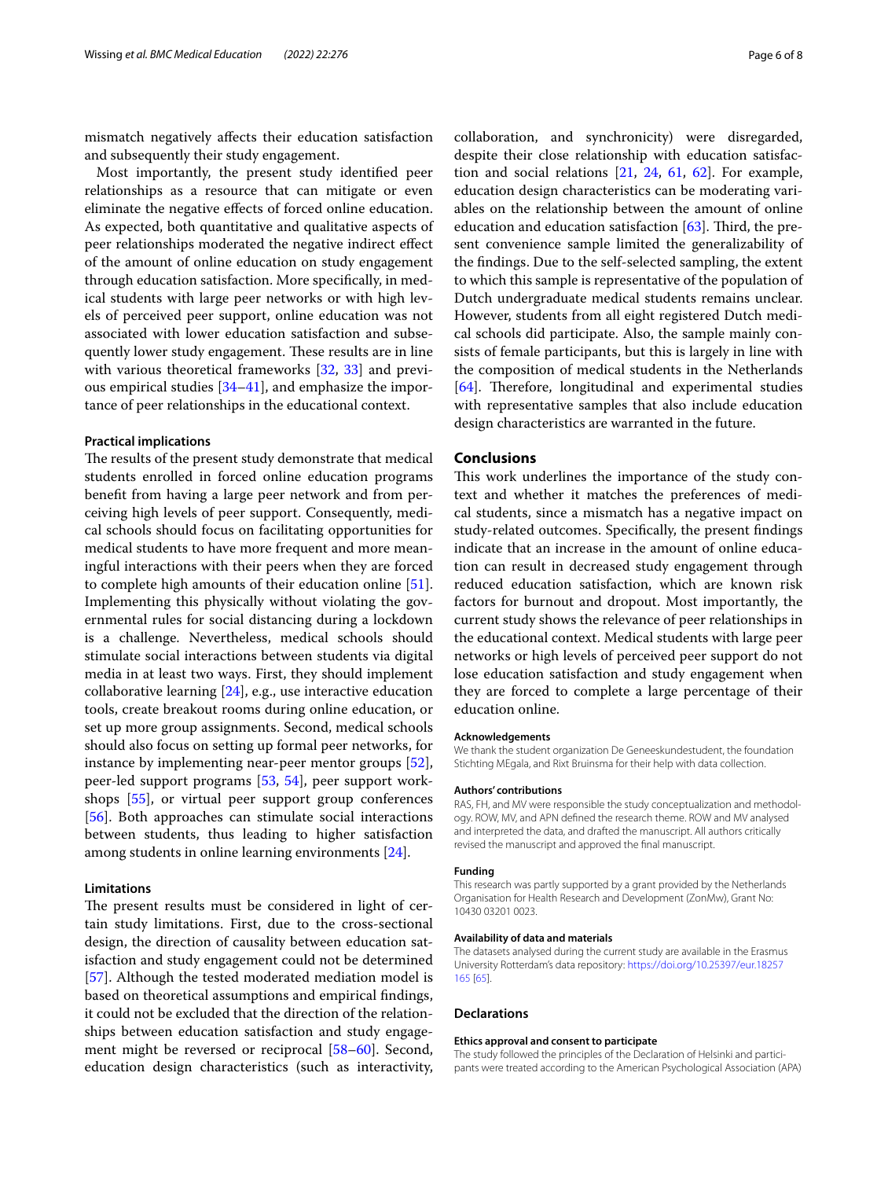mismatch negatively affects their education satisfaction and subsequently their study engagement.

Most importantly, the present study identified peer relationships as a resource that can mitigate or even eliminate the negative effects of forced online education. As expected, both quantitative and qualitative aspects of peer relationships moderated the negative indirect effect of the amount of online education on study engagement through education satisfaction. More specifically, in medical students with large peer networks or with high levels of perceived peer support, online education was not associated with lower education satisfaction and subsequently lower study engagement. These results are in line with various theoretical frameworks [32, 33] and previous empirical studies [34–41], and emphasize the importance of peer relationships in the educational context.

#### Practical implications

The results of the present study demonstrate that medical students enrolled in forced online education programs benefit from having a large peer network and from perceiving high levels of peer support. Consequently, medical schools should focus on facilitating opportunities for medical students to have more frequent and more meaningful interactions with their peers when they are forced to complete high amounts of their education online [51]. Implementing this physically without violating the governmental rules for social distancing during a lockdown is a challenge. Nevertheless, medical schools should stimulate social interactions between students via digital media in at least two ways. First, they should implement collaborative learning [24], e.g., use interactive education tools, create breakout rooms during online education, or set up more group assignments. Second, medical schools should also focus on setting up formal peer networks, for instance by implementing near-peer mentor groups [52], peer-led support programs [53, 54], peer support workshops [55], or virtual peer support group conferences [56]. Both approaches can stimulate social interactions between students, thus leading to higher satisfaction among students in online learning environments [24].

#### Limitations

The present results must be considered in light of certain study limitations. First, due to the cross-sectional design, the direction of causality between education satisfaction and study engagement could not be determined [57]. Although the tested moderated mediation model is based on theoretical assumptions and empirical findings, it could not be excluded that the direction of the relationships between education satisfaction and study engagement might be reversed or reciprocal [58–60]. Second, education design characteristics (such as interactivity, collaboration, and synchronicity) were disregarded, despite their close relationship with education satisfaction and social relations [21, 24, 61, 62]. For example, education design characteristics can be moderating variables on the relationship between the amount of online education and education satisfaction [63]. Third, the present convenience sample limited the generalizability of the findings. Due to the self-selected sampling, the extent to which this sample is representative of the population of Dutch undergraduate medical students remains unclear. However, students from all eight registered Dutch medical schools did participate. Also, the sample mainly consists of female participants, but this is largely in line with the composition of medical students in the Netherlands [64]. Therefore, longitudinal and experimental studies with representative samples that also include education design characteristics are warranted in the future.

## Conclusions

This work underlines the importance of the study context and whether it matches the preferences of medical students, since a mismatch has a negative impact on study-related outcomes. Specifically, the present findings indicate that an increase in the amount of online education can result in decreased study engagement through reduced education satisfaction, which are known risk factors for burnout and dropout. Most importantly, the current study shows the relevance of peer relationships in the educational context. Medical students with large peer networks or high levels of perceived peer support do not lose education satisfaction and study engagement when they are forced to complete a large percentage of their education online.

#### Acknowledgements

We thank the student organization De Geneeskundestudent, the foundation Stichting MEgala, and Rixt Bruinsma for their help with data collection.

#### Authors' contributions

RAS, FH, and MV were responsible the study conceptualization and methodology. ROW, MV, and APN defined the research theme. ROW and MV analysed and interpreted the data, and drafted the manuscript. All authors critically revised the manuscript and approved the final manuscript.

#### Funding

This research was partly supported by a grant provided by the Netherlands Organisation for Health Research and Development (ZonMw), Grant No: 10430 03201 0023.

#### Availability of data and materials

The datasets analysed during the current study are available in the Erasmus University Rotterdam's data repository: https://doi.org/10.25397/eur.18257165 [65].

## Declarations

#### Ethics approval and consent to participate

The study followed the principles of the Declaration of Helsinki and participants were treated according to the American Psychological Association (APA)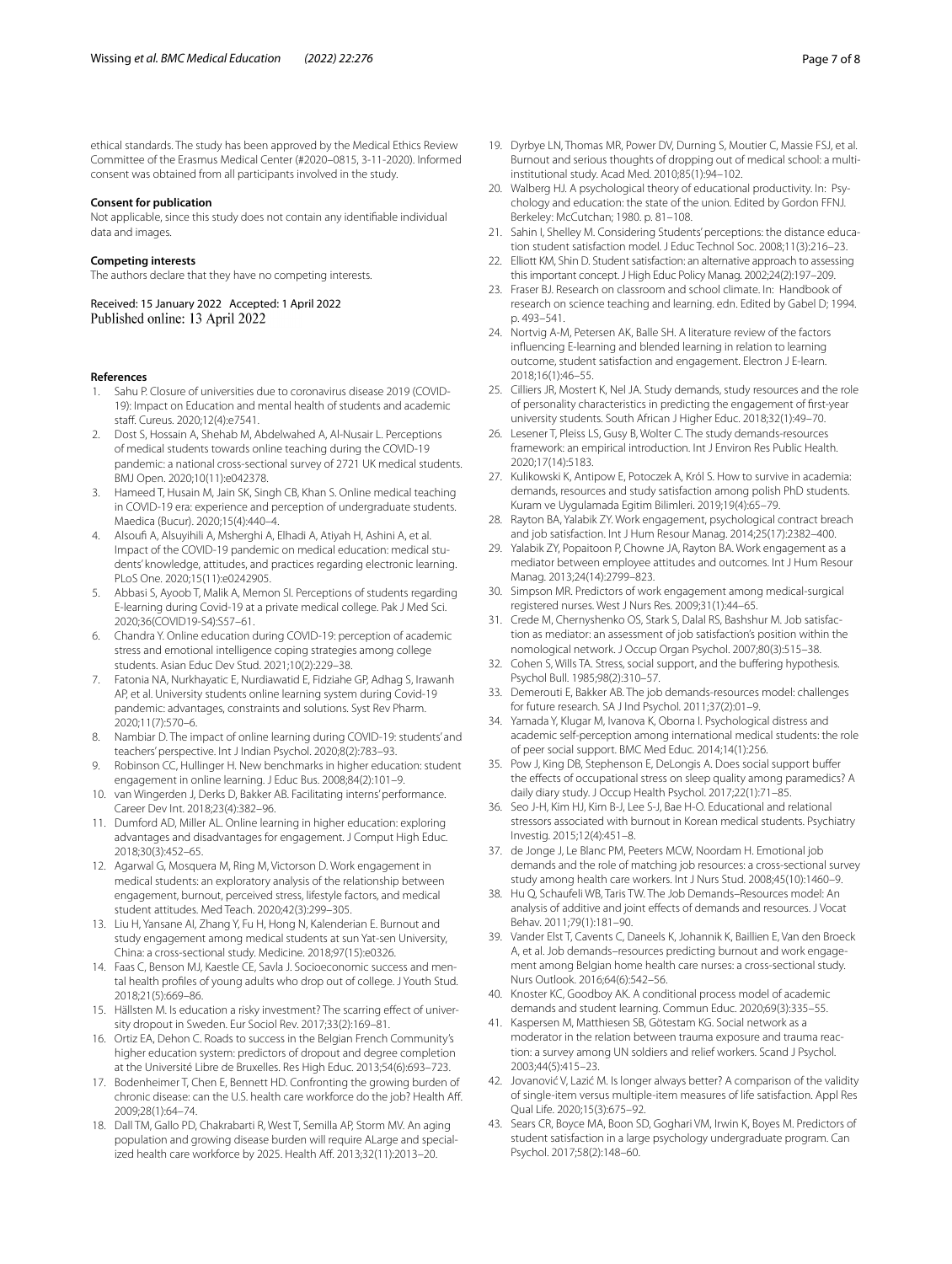ethical standards. The study has been approved by the Medical Ethics Review Committee of the Erasmus Medical Center (#2020–0815, 3-11-2020). Informed consent was obtained from all participants involved in the study.

### Consent for publication

Not applicable, since this study does not contain any identifiable individual data and images.

### Competing interests

The authors declare that they have no competing interests.

Received: 15 January 2022 Accepted: 1 April 2022
Published online: 13 April 2022

### References

1. Sahu P. Closure of universities due to coronavirus disease 2019 (COVID-19): Impact on Education and mental health of students and academic staff. Cureus. 2020;12(4):e7541.
2. Dost S, Hossain A, Shehab M, Abdelwahed A, Al-Nusair L. Perceptions of medical students towards online teaching during the COVID-19 pandemic: a national cross-sectional survey of 2721 UK medical students. BMJ Open. 2020;10(11):e042378.
3. Hameed T, Husain M, Jain SK, Singh CB, Khan S. Online medical teaching in COVID-19 era: experience and perception of undergraduate students. Maedica (Bucur). 2020;15(4):440–4.
4. Alsoufi A, Alsuyihili A, Msherghi A, Elhadi A, Atiyah H, Ashini A, et al. Impact of the COVID-19 pandemic on medical education: medical students' knowledge, attitudes, and practices regarding electronic learning. PLoS One. 2020;15(11):e0242905.
5. Abbasi S, Ayoob T, Malik A, Memon SI. Perceptions of students regarding E-learning during Covid-19 at a private medical college. Pak J Med Sci. 2020;36(COVID19-S4):S57–61.
6. Chandra Y. Online education during COVID-19: perception of academic stress and emotional intelligence coping strategies among college students. Asian Educ Dev Stud. 2021;10(2):229–38.
7. Fatonia NA, Nurkhayatic E, Nurdiawatid E, Fidziahe GP, Adhag S, Irawanh AP, et al. University students online learning system during Covid-19 pandemic: advantages, constraints and solutions. Syst Rev Pharm. 2020;11(7):570–6.
8. Nambiar D. The impact of online learning during COVID-19: students' and teachers' perspective. Int J Indian Psychol. 2020;8(2):783–93.
9. Robinson CC, Hullinger H. New benchmarks in higher education: student engagement in online learning. J Educ Bus. 2008;84(2):101–9.
10. van Wingerden J, Derks D, Bakker AB. Facilitating interns' performance. Career Dev Int. 2018;23(4):382–96.
11. Dumford AD, Miller AL. Online learning in higher education: exploring advantages and disadvantages for engagement. J Comput High Educ. 2018;30(3):452–65.
12. Agarwal G, Mosquera M, Ring M, Victorson D. Work engagement in medical students: an exploratory analysis of the relationship between engagement, burnout, perceived stress, lifestyle factors, and medical student attitudes. Med Teach. 2020;42(3):299–305.
13. Liu H, Yansane AI, Zhang Y, Fu H, Hong N, Kalenderian E. Burnout and study engagement among medical students at sun Yat-sen University, China: a cross-sectional study. Medicine. 2018;97(15):e0326.
14. Faas C, Benson MJ, Kaestle CE, Savla J. Socioeconomic success and mental health profiles of young adults who drop out of college. J Youth Stud. 2018;21(5):669–86.
15. Hällsten M. Is education a risky investment? The scarring effect of university dropout in Sweden. Eur Sociol Rev. 2017;33(2):169–81.
16. Ortiz EA, Dehon C. Roads to success in the Belgian French Community's higher education system: predictors of dropout and degree completion at the Université Libre de Bruxelles. Res High Educ. 2013;54(6):693–723.
17. Bodenheimer T, Chen E, Bennett HD. Confronting the growing burden of chronic disease: can the U.S. health care workforce do the job? Health Aff. 2009;28(1):64–74.
18. Dall TM, Gallo PD, Chakrabarti R, West T, Semilla AP, Storm MV. An aging population and growing disease burden will require ALarge and specialized health care workforce by 2025. Health Aff. 2013;32(11):2013–20.
19. Dyrbye LN, Thomas MR, Power DV, Durning S, Moutier C, Massie FSJ, et al. Burnout and serious thoughts of dropping out of medical school: a multi-institutional study. Acad Med. 2010;85(1):94–102.
20. Walberg HJ. A psychological theory of educational productivity. In: Psychology and education: the state of the union. Edited by Gordon FFNJ. Berkeley: McCutchan; 1980. p. 81–108.
21. Sahin I, Shelley M. Considering Students' perceptions: the distance education student satisfaction model. J Educ Technol Soc. 2008;11(3):216–23.
22. Elliott KM, Shin D. Student satisfaction: an alternative approach to assessing this important concept. J High Educ Policy Manag. 2002;24(2):197–209.
23. Fraser BJ. Research on classroom and school climate. In: Handbook of research on science teaching and learning. edn. Edited by Gabel D; 1994. p. 493–541.
24. Nortvig A-M, Petersen AK, Balle SH. A literature review of the factors influencing E-learning and blended learning in relation to learning outcome, student satisfaction and engagement. Electron J E-learn. 2018;16(1):46–55.
25. Cilliers JR, Mostert K, Nel JA. Study demands, study resources and the role of personality characteristics in predicting the engagement of first-year university students. South African J Higher Educ. 2018;32(1):49–70.
26. Lesener T, Pleiss LS, Gusy B, Wolter C. The study demands-resources framework: an empirical introduction. Int J Environ Res Public Health. 2020;17(14):5183.
27. Kulikowski K, Antipow E, Potoczek A, Król S. How to survive in academia: demands, resources and study satisfaction among polish PhD students. Kuram ve Uygulamada Egitim Bilimleri. 2019;19(4):65–79.
28. Rayton BA, Yalabik ZY. Work engagement, psychological contract breach and job satisfaction. Int J Hum Resour Manag. 2014;25(17):2382–400.
29. Yalabik ZY, Popaitoon P, Chowne JA, Rayton BA. Work engagement as a mediator between employee attitudes and outcomes. Int J Hum Resour Manag. 2013;24(14):2799–823.
30. Simpson MR. Predictors of work engagement among medical-surgical registered nurses. West J Nurs Res. 2009;31(1):44–65.
31. Crede M, Chernyshenko OS, Stark S, Dalal RS, Bashshur M. Job satisfaction as mediator: an assessment of job satisfaction's position within the nomological network. J Occup Organ Psychol. 2007;80(3):515–38.
32. Cohen S, Wills TA. Stress, social support, and the buffering hypothesis. Psychol Bull. 1985;98(2):310–57.
33. Demerouti E, Bakker AB. The job demands-resources model: challenges for future research. SA J Ind Psychol. 2011;37(2):01–9.
34. Yamada Y, Klugar M, Ivanova K, Oborna I. Psychological distress and academic self-perception among international medical students: the role of peer social support. BMC Med Educ. 2014;14(1):256.
35. Pow J, King DB, Stephenson E, DeLongis A. Does social support buffer the effects of occupational stress on sleep quality among paramedics? A daily diary study. J Occup Health Psychol. 2017;22(1):71–85.
36. Seo J-H, Kim HJ, Kim B-J, Lee S-J, Bae H-O. Educational and relational stressors associated with burnout in Korean medical students. Psychiatry Investig. 2015;12(4):451–8.
37. de Jonge J, Le Blanc PM, Peeters MCW, Noordam H. Emotional job demands and the role of matching job resources: a cross-sectional survey study among health care workers. Int J Nurs Stud. 2008;45(10):1460–9.
38. Hu Q, Schaufeli WB, Taris TW. The Job Demands–Resources model: An analysis of additive and joint effects of demands and resources. J Vocat Behav. 2011;79(1):181–90.
39. Vander Elst T, Cavents C, Daneels K, Johannik K, Baillien E, Van den Broeck A, et al. Job demands–resources predicting burnout and work engagement among Belgian home health care nurses: a cross-sectional study. Nurs Outlook. 2016;64(6):542–56.
40. Knoster KC, Goodboy AK. A conditional process model of academic demands and student learning. Commun Educ. 2020;69(3):335–55.
41. Kaspersen M, Matthiesen SB, Götestam KG. Social network as a moderator in the relation between trauma exposure and trauma reaction: a survey among UN soldiers and relief workers. Scand J Psychol. 2003;44(5):415–23.
42. Jovanović V, Lazić M. Is longer always better? A comparison of the validity of single-item versus multiple-item measures of life satisfaction. Appl Res Qual Life. 2020;15(3):675–92.
43. Sears CR, Boyce MA, Boon SD, Goghari VM, Irwin K, Boyes M. Predictors of student satisfaction in a large psychology undergraduate program. Can Psychol. 2017;58(2):148–60.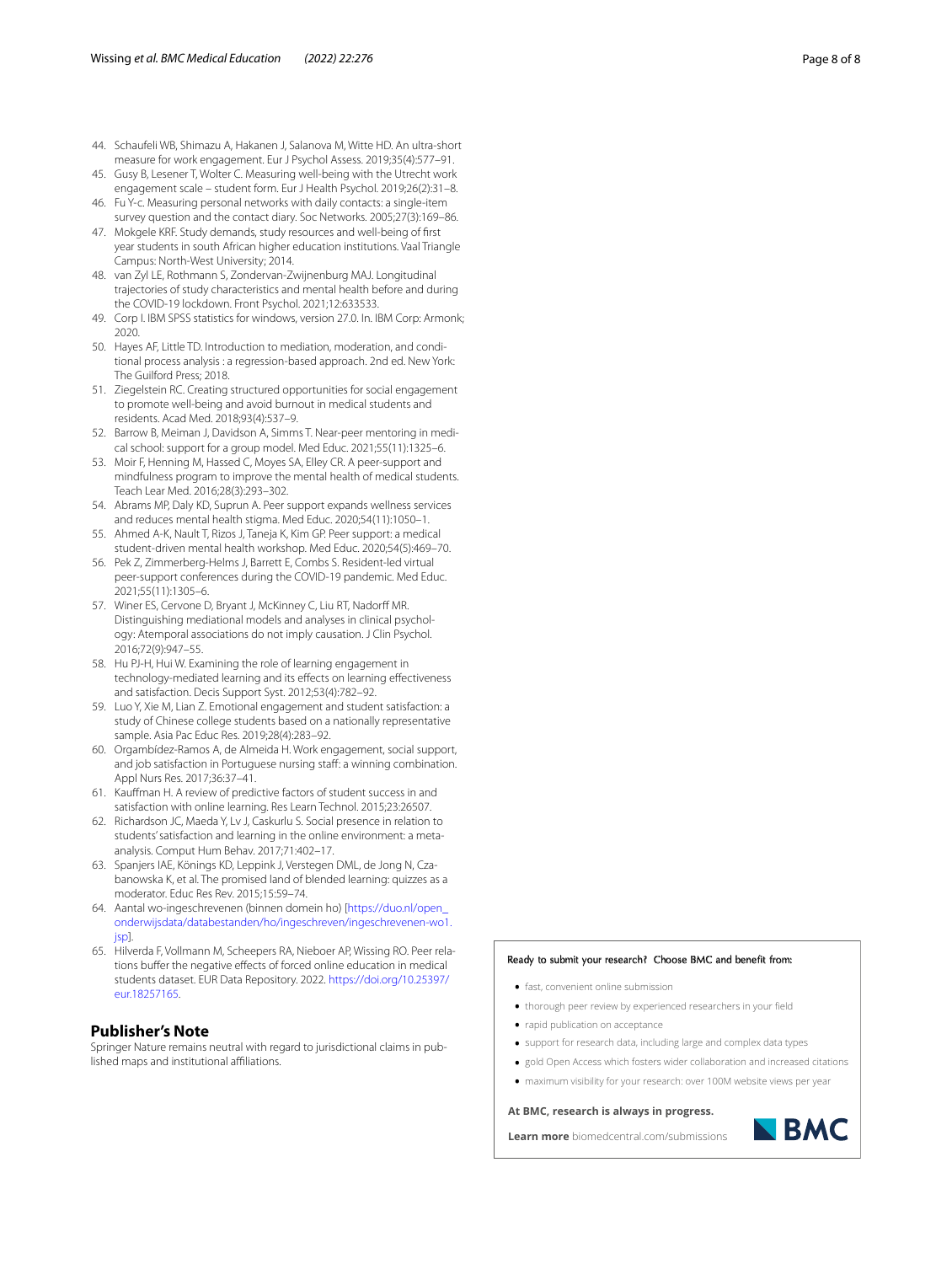44. Schaufeli WB, Shimazu A, Hakanen J, Salanova M, Witte HD. An ultra-short measure for work engagement. Eur J Psychol Assess. 2019;35(4):577–91.
45. Gusy B, Lesener T, Wolter C. Measuring well-being with the Utrecht work engagement scale – student form. Eur J Health Psychol. 2019;26(2):31–8.
46. Fu Y-c. Measuring personal networks with daily contacts: a single-item survey question and the contact diary. Soc Networks. 2005;27(3):169–86.
47. Mokgele KRF. Study demands, study resources and well-being of first year students in south African higher education institutions. Vaal Triangle Campus: North-West University; 2014.
48. van Zyl LE, Rothmann S, Zondervan-Zwijnenburg MAJ. Longitudinal trajectories of study characteristics and mental health before and during the COVID-19 lockdown. Front Psychol. 2021;12:633533.
49. Corp I. IBM SPSS statistics for windows, version 27.0. In. IBM Corp: Armonk; 2020.
50. Hayes AF, Little TD. Introduction to mediation, moderation, and conditional process analysis : a regression-based approach. 2nd ed. New York: The Guilford Press; 2018.
51. Ziegelstein RC. Creating structured opportunities for social engagement to promote well-being and avoid burnout in medical students and residents. Acad Med. 2018;93(4):537–9.
52. Barrow B, Meiman J, Davidson A, Simms T. Near-peer mentoring in medical school: support for a group model. Med Educ. 2021;55(11):1325–6.
53. Moir F, Henning M, Hassed C, Moyes SA, Elley CR. A peer-support and mindfulness program to improve the mental health of medical students. Teach Lear Med. 2016;28(3):293–302.
54. Abrams MP, Daly KD, Suprun A. Peer support expands wellness services and reduces mental health stigma. Med Educ. 2020;54(11):1050–1.
55. Ahmed A-K, Nault T, Rizos J, Taneja K, Kim GP. Peer support: a medical student-driven mental health workshop. Med Educ. 2020;54(5):469–70.
56. Pek Z, Zimmerberg-Helms J, Barrett E, Combs S. Resident-led virtual peer-support conferences during the COVID-19 pandemic. Med Educ. 2021;55(11):1305–6.
57. Winer ES, Cervone D, Bryant J, McKinney C, Liu RT, Nadorff MR. Distinguishing mediational models and analyses in clinical psychology: Atemporal associations do not imply causation. J Clin Psychol. 2016;72(9):947–55.
58. Hu PJ-H, Hui W. Examining the role of learning engagement in technology-mediated learning and its effects on learning effectiveness and satisfaction. Decis Support Syst. 2012;53(4):782–92.
59. Luo Y, Xie M, Lian Z. Emotional engagement and student satisfaction: a study of Chinese college students based on a nationally representative sample. Asia Pac Educ Res. 2019;28(4):283–92.
60. Orgambídez-Ramos A, de Almeida H. Work engagement, social support, and job satisfaction in Portuguese nursing staff: a winning combination. Appl Nurs Res. 2017;36:37–41.
61. Kauffman H. A review of predictive factors of student success in and satisfaction with online learning. Res Learn Technol. 2015;23:26507.
62. Richardson JC, Maeda Y, Lv J, Caskurlu S. Social presence in relation to students' satisfaction and learning in the online environment: a meta-analysis. Comput Hum Behav. 2017;71:402–17.
63. Spanjers IAE, Könings KD, Leppink J, Verstegen DML, de Jong N, Czabanowska K, et al. The promised land of blended learning: quizzes as a moderator. Educ Res Rev. 2015;15:59–74.
64. Aantal wo-ingeschrevenen (binnen domein ho) [https://duo.nl/open_onderwijsdata/databestanden/ho/ingeschreven/ingeschrevenen-wo1.jsp].
65. Hilverda F, Vollmann M, Scheepers RA, Nieboer AP, Wissing RO. Peer relations buffer the negative effects of forced online education in medical students dataset. EUR Data Repository. 2022. https://doi.org/10.25397/eur.18257165.

## Publisher's Note

Springer Nature remains neutral with regard to jurisdictional claims in published maps and institutional affiliations.

Ready to submit your research? Choose BMC and benefit from:

- fast, convenient online submission
- thorough peer review by experienced researchers in your field
- rapid publication on acceptance
- support for research data, including large and complex data types
- gold Open Access which fosters wider collaboration and increased citations
- maximum visibility for your research: over 100M website views per year

**At BMC, research is always in progress.**

**Learn more** biomedcentral.com/submissions

BMC